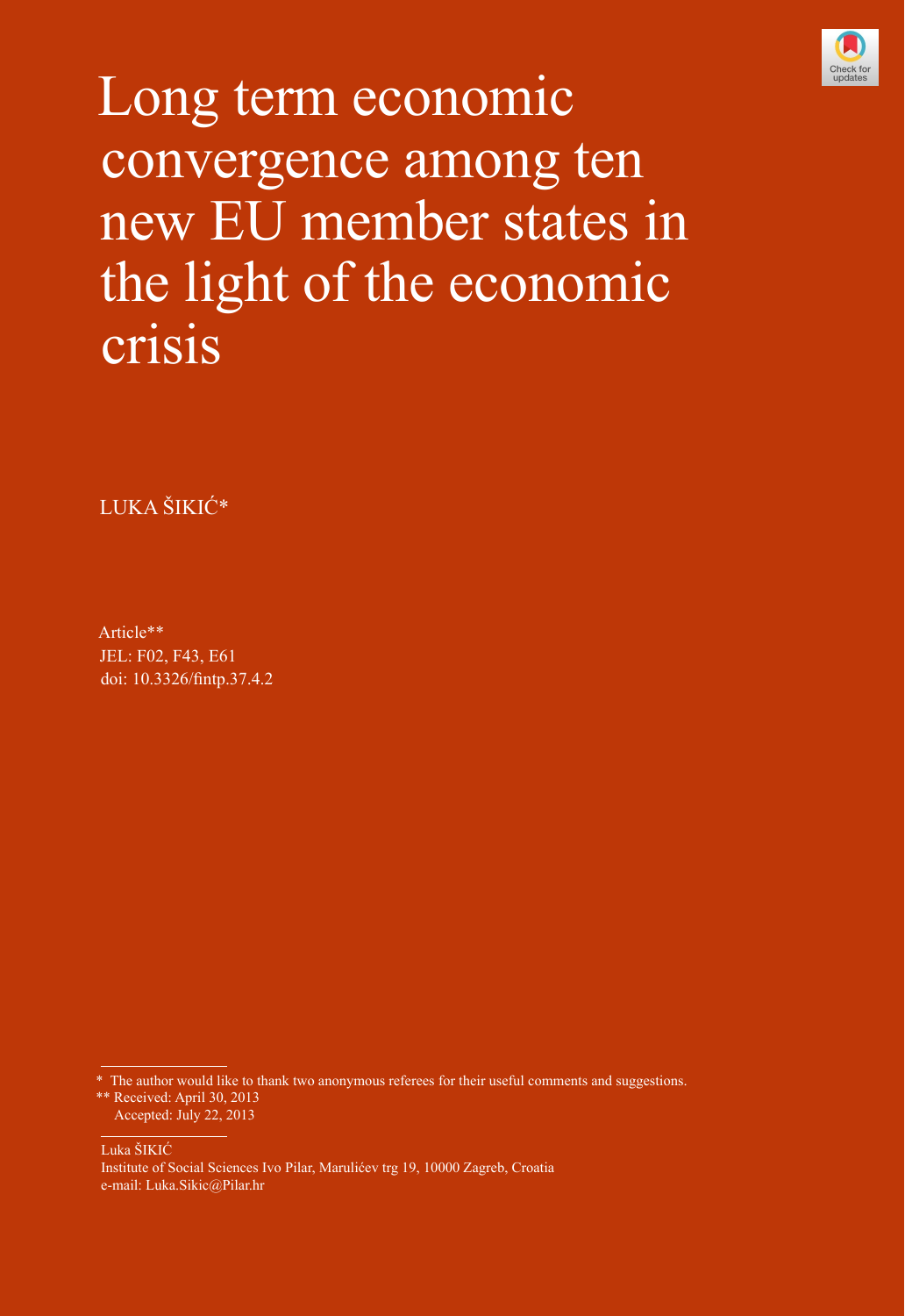# Long term economic convergence among ten new EU member states in the light of the economic crisis

LUKA ŠIKIĆ*

Article**

JEL: F02, F43, E61

doi: 10.3326/fintp.37.4.2

---

\* The author would like to thank two anonymous referees for their useful comments and suggestions.

** Received: April 30, 2013
Accepted: July 22, 2013

---

Luka ŠIKIĆ

Institute of Social Sciences Ivo Pilar, Marulićev trg 19, 10000 Zagreb, Croatia

e-mail: Luka.Sikic@Pilar.hr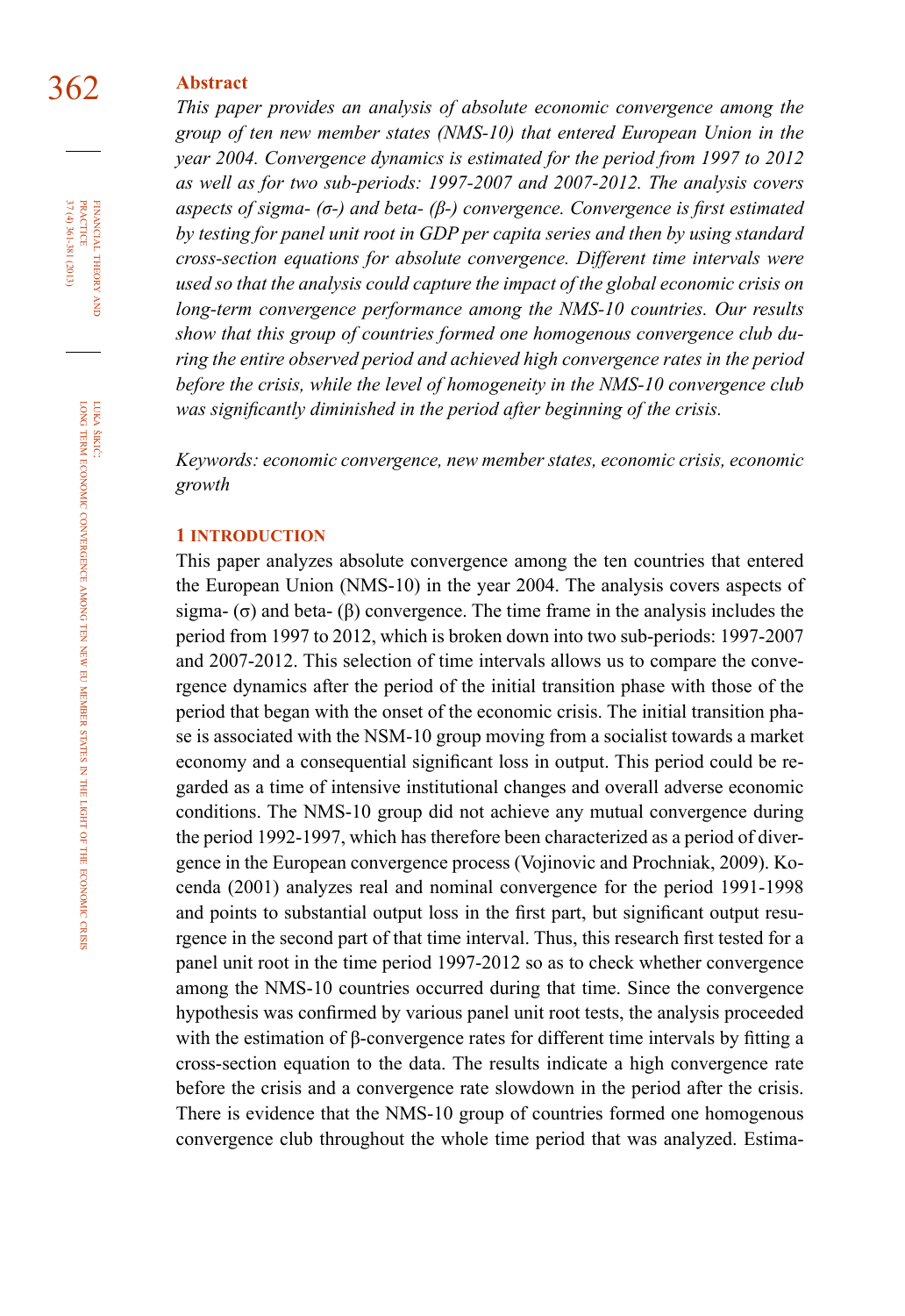## Abstract

*This paper provides an analysis of absolute economic convergence among the group of ten new member states (NMS-10) that entered European Union in the year 2004. Convergence dynamics is estimated for the period from 1997 to 2012 as well as for two sub-periods: 1997-2007 and 2007-2012. The analysis covers aspects of sigma- (σ-) and beta- (β-) convergence. Convergence is first estimated by testing for panel unit root in GDP per capita series and then by using standard cross-section equations for absolute convergence. Different time intervals were used so that the analysis could capture the impact of the global economic crisis on long-term convergence performance among the NMS-10 countries. Our results show that this group of countries formed one homogenous convergence club during the entire observed period and achieved high convergence rates in the period before the crisis, while the level of homogeneity in the NMS-10 convergence club was significantly diminished in the period after beginning of the crisis.*

*Keywords: economic convergence, new member states, economic crisis, economic growth*

## 1 INTRODUCTION

This paper analyzes absolute convergence among the ten countries that entered the European Union (NMS-10) in the year 2004. The analysis covers aspects of sigma- (σ) and beta- (β) convergence. The time frame in the analysis includes the period from 1997 to 2012, which is broken down into two sub-periods: 1997-2007 and 2007-2012. This selection of time intervals allows us to compare the convergence dynamics after the period of the initial transition phase with those of the period that began with the onset of the economic crisis. The initial transition phase is associated with the NSM-10 group moving from a socialist towards a market economy and a consequential significant loss in output. This period could be regarded as a time of intensive institutional changes and overall adverse economic conditions. The NMS-10 group did not achieve any mutual convergence during the period 1992-1997, which has therefore been characterized as a period of divergence in the European convergence process (Vojinovic and Prochniak, 2009). Kocenda (2001) analyzes real and nominal convergence for the period 1991-1998 and points to substantial output loss in the first part, but significant output resurgence in the second part of that time interval. Thus, this research first tested for a panel unit root in the time period 1997-2012 so as to check whether convergence among the NMS-10 countries occurred during that time. Since the convergence hypothesis was confirmed by various panel unit root tests, the analysis proceeded with the estimation of β-convergence rates for different time intervals by fitting a cross-section equation to the data. The results indicate a high convergence rate before the crisis and a convergence rate slowdown in the period after the crisis. There is evidence that the NMS-10 group of countries formed one homogenous convergence club throughout the whole time period that was analyzed. Estima-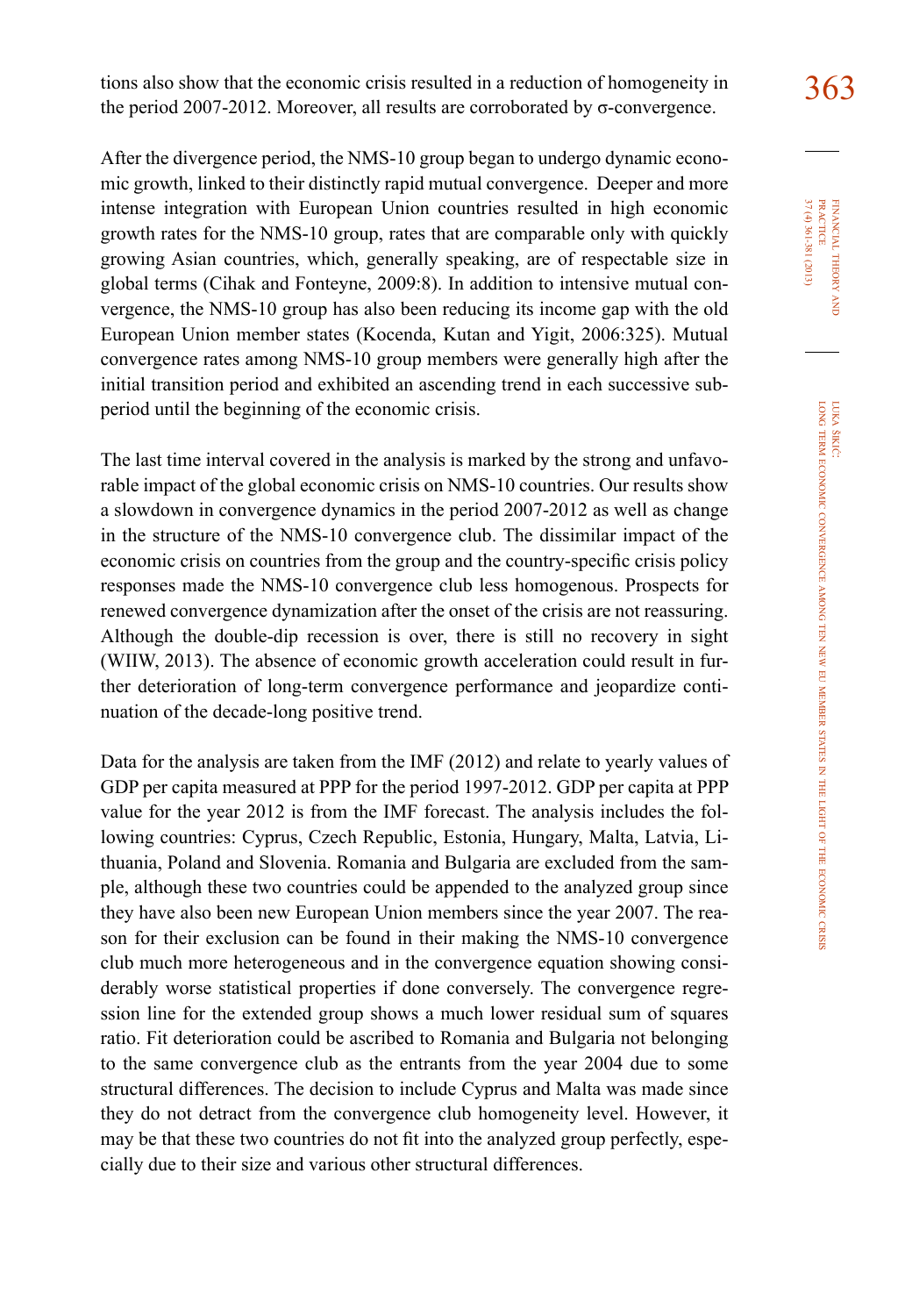tions also show that the economic crisis resulted in a reduction of homogeneity in the period 2007-2012. Moreover, all results are corroborated by σ-convergence.

After the divergence period, the NMS-10 group began to undergo dynamic economic growth, linked to their distinctly rapid mutual convergence. Deeper and more intense integration with European Union countries resulted in high economic growth rates for the NMS-10 group, rates that are comparable only with quickly growing Asian countries, which, generally speaking, are of respectable size in global terms (Cihak and Fonteyne, 2009:8). In addition to intensive mutual convergence, the NMS-10 group has also been reducing its income gap with the old European Union member states (Kocenda, Kutan and Yigit, 2006:325). Mutual convergence rates among NMS-10 group members were generally high after the initial transition period and exhibited an ascending trend in each successive subperiod until the beginning of the economic crisis.

The last time interval covered in the analysis is marked by the strong and unfavorable impact of the global economic crisis on NMS-10 countries. Our results show a slowdown in convergence dynamics in the period 2007-2012 as well as change in the structure of the NMS-10 convergence club. The dissimilar impact of the economic crisis on countries from the group and the country-specific crisis policy responses made the NMS-10 convergence club less homogenous. Prospects for renewed convergence dynamization after the onset of the crisis are not reassuring. Although the double-dip recession is over, there is still no recovery in sight (WIIW, 2013). The absence of economic growth acceleration could result in further deterioration of long-term convergence performance and jeopardize continuation of the decade-long positive trend.

Data for the analysis are taken from the IMF (2012) and relate to yearly values of GDP per capita measured at PPP for the period 1997-2012. GDP per capita at PPP value for the year 2012 is from the IMF forecast. The analysis includes the following countries: Cyprus, Czech Republic, Estonia, Hungary, Malta, Latvia, Lithuania, Poland and Slovenia. Romania and Bulgaria are excluded from the sample, although these two countries could be appended to the analyzed group since they have also been new European Union members since the year 2007. The reason for their exclusion can be found in their making the NMS-10 convergence club much more heterogeneous and in the convergence equation showing considerably worse statistical properties if done conversely. The convergence regression line for the extended group shows a much lower residual sum of squares ratio. Fit deterioration could be ascribed to Romania and Bulgaria not belonging to the same convergence club as the entrants from the year 2004 due to some structural differences. The decision to include Cyprus and Malta was made since they do not detract from the convergence club homogeneity level. However, it may be that these two countries do not fit into the analyzed group perfectly, especially due to their size and various other structural differences.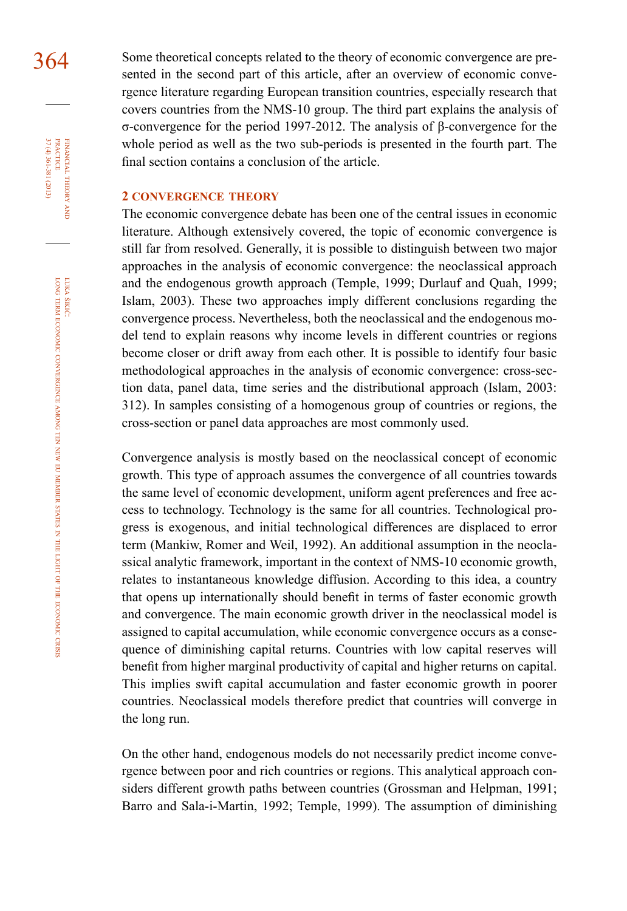Some theoretical concepts related to the theory of economic convergence are presented in the second part of this article, after an overview of economic convergence literature regarding European transition countries, especially research that covers countries from the NMS-10 group. The third part explains the analysis of σ-convergence for the period 1997-2012. The analysis of β-convergence for the whole period as well as the two sub-periods is presented in the fourth part. The final section contains a conclusion of the article.

## 2 CONVERGENCE THEORY

The economic convergence debate has been one of the central issues in economic literature. Although extensively covered, the topic of economic convergence is still far from resolved. Generally, it is possible to distinguish between two major approaches in the analysis of economic convergence: the neoclassical approach and the endogenous growth approach (Temple, 1999; Durlauf and Quah, 1999; Islam, 2003). These two approaches imply different conclusions regarding the convergence process. Nevertheless, both the neoclassical and the endogenous model tend to explain reasons why income levels in different countries or regions become closer or drift away from each other. It is possible to identify four basic methodological approaches in the analysis of economic convergence: cross-section data, panel data, time series and the distributional approach (Islam, 2003: 312). In samples consisting of a homogenous group of countries or regions, the cross-section or panel data approaches are most commonly used.

Convergence analysis is mostly based on the neoclassical concept of economic growth. This type of approach assumes the convergence of all countries towards the same level of economic development, uniform agent preferences and free access to technology. Technology is the same for all countries. Technological progress is exogenous, and initial technological differences are displaced to error term (Mankiw, Romer and Weil, 1992). An additional assumption in the neoclassical analytic framework, important in the context of NMS-10 economic growth, relates to instantaneous knowledge diffusion. According to this idea, a country that opens up internationally should benefit in terms of faster economic growth and convergence. The main economic growth driver in the neoclassical model is assigned to capital accumulation, while economic convergence occurs as a consequence of diminishing capital returns. Countries with low capital reserves will benefit from higher marginal productivity of capital and higher returns on capital. This implies swift capital accumulation and faster economic growth in poorer countries. Neoclassical models therefore predict that countries will converge in the long run.

On the other hand, endogenous models do not necessarily predict income convergence between poor and rich countries or regions. This analytical approach considers different growth paths between countries (Grossman and Helpman, 1991; Barro and Sala-i-Martin, 1992; Temple, 1999). The assumption of diminishing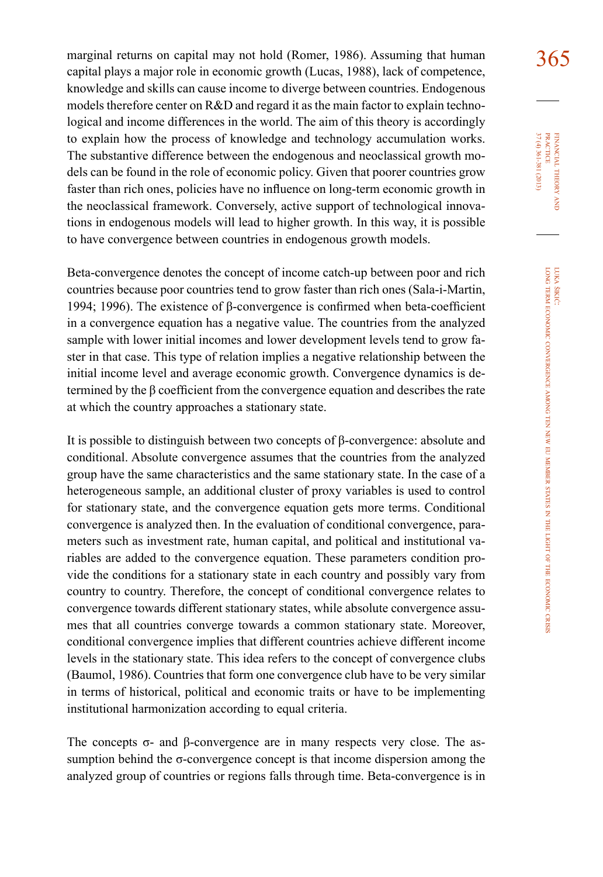marginal returns on capital may not hold (Romer, 1986). Assuming that human capital plays a major role in economic growth (Lucas, 1988), lack of competence, knowledge and skills can cause income to diverge between countries. Endogenous models therefore center on R&D and regard it as the main factor to explain technological and income differences in the world. The aim of this theory is accordingly to explain how the process of knowledge and technology accumulation works. The substantive difference between the endogenous and neoclassical growth models can be found in the role of economic policy. Given that poorer countries grow faster than rich ones, policies have no influence on long-term economic growth in the neoclassical framework. Conversely, active support of technological innovations in endogenous models will lead to higher growth. In this way, it is possible to have convergence between countries in endogenous growth models.

Beta-convergence denotes the concept of income catch-up between poor and rich countries because poor countries tend to grow faster than rich ones (Sala-i-Martin, 1994; 1996). The existence of β-convergence is confirmed when beta-coefficient in a convergence equation has a negative value. The countries from the analyzed sample with lower initial incomes and lower development levels tend to grow faster in that case. This type of relation implies a negative relationship between the initial income level and average economic growth. Convergence dynamics is determined by the β coefficient from the convergence equation and describes the rate at which the country approaches a stationary state.

It is possible to distinguish between two concepts of β-convergence: absolute and conditional. Absolute convergence assumes that the countries from the analyzed group have the same characteristics and the same stationary state. In the case of a heterogeneous sample, an additional cluster of proxy variables is used to control for stationary state, and the convergence equation gets more terms. Conditional convergence is analyzed then. In the evaluation of conditional convergence, parameters such as investment rate, human capital, and political and institutional variables are added to the convergence equation. These parameters condition provide the conditions for a stationary state in each country and possibly vary from country to country. Therefore, the concept of conditional convergence relates to convergence towards different stationary states, while absolute convergence assumes that all countries converge towards a common stationary state. Moreover, conditional convergence implies that different countries achieve different income levels in the stationary state. This idea refers to the concept of convergence clubs (Baumol, 1986). Countries that form one convergence club have to be very similar in terms of historical, political and economic traits or have to be implementing institutional harmonization according to equal criteria.

The concepts σ- and β-convergence are in many respects very close. The assumption behind the σ-convergence concept is that income dispersion among the analyzed group of countries or regions falls through time. Beta-convergence is in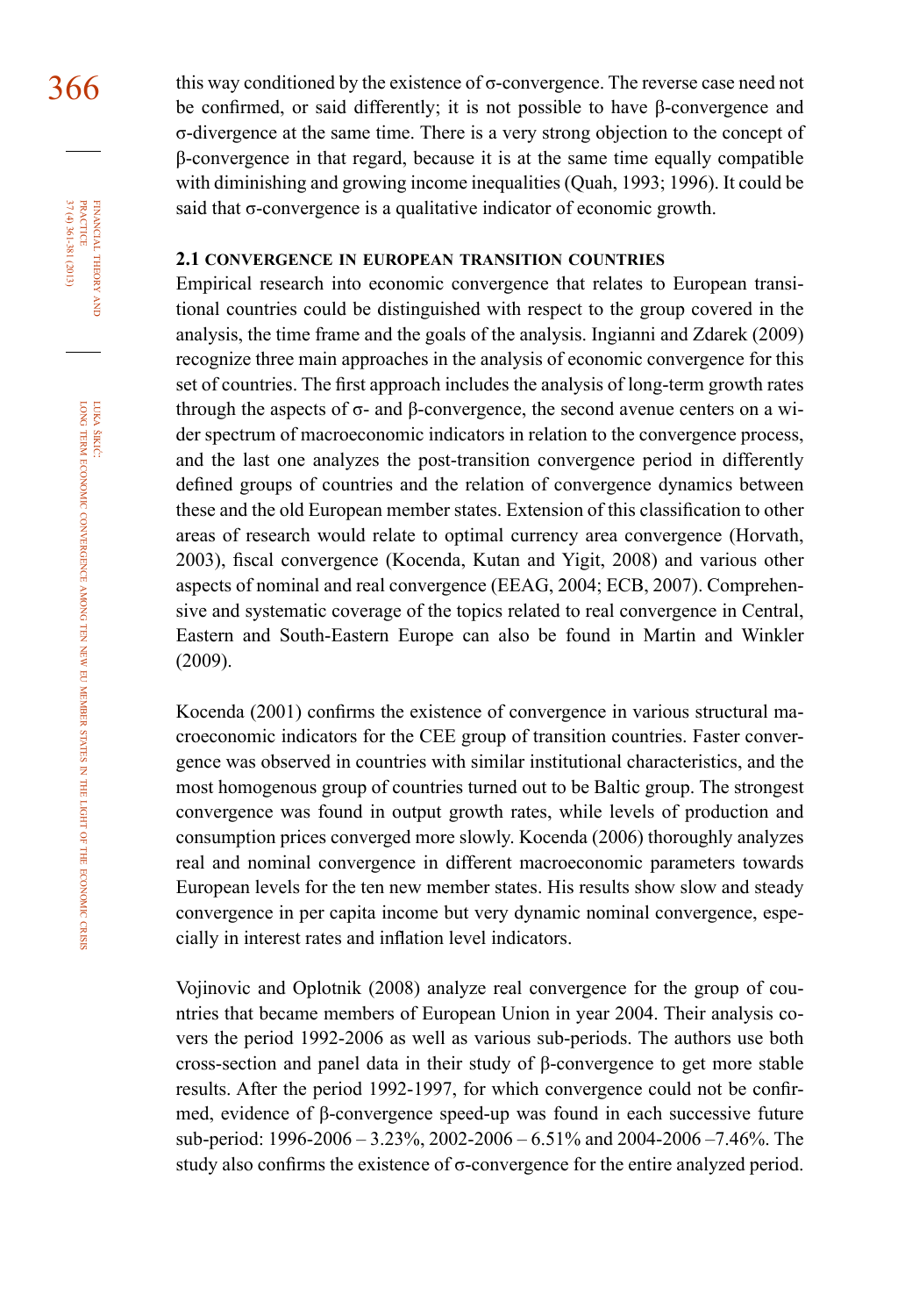this way conditioned by the existence of σ-convergence. The reverse case need not be confirmed, or said differently; it is not possible to have β-convergence and σ-divergence at the same time. There is a very strong objection to the concept of β-convergence in that regard, because it is at the same time equally compatible with diminishing and growing income inequalities (Quah, 1993; 1996). It could be said that σ-convergence is a qualitative indicator of economic growth.

### 2.1 CONVERGENCE IN EUROPEAN TRANSITION COUNTRIES

Empirical research into economic convergence that relates to European transitional countries could be distinguished with respect to the group covered in the analysis, the time frame and the goals of the analysis. Ingianni and Zdarek (2009) recognize three main approaches in the analysis of economic convergence for this set of countries. The first approach includes the analysis of long-term growth rates through the aspects of σ- and β-convergence, the second avenue centers on a wider spectrum of macroeconomic indicators in relation to the convergence process, and the last one analyzes the post-transition convergence period in differently defined groups of countries and the relation of convergence dynamics between these and the old European member states. Extension of this classification to other areas of research would relate to optimal currency area convergence (Horvath, 2003), fiscal convergence (Kocenda, Kutan and Yigit, 2008) and various other aspects of nominal and real convergence (EEAG, 2004; ECB, 2007). Comprehensive and systematic coverage of the topics related to real convergence in Central, Eastern and South-Eastern Europe can also be found in Martin and Winkler (2009).

Kocenda (2001) confirms the existence of convergence in various structural macroeconomic indicators for the CEE group of transition countries. Faster convergence was observed in countries with similar institutional characteristics, and the most homogenous group of countries turned out to be Baltic group. The strongest convergence was found in output growth rates, while levels of production and consumption prices converged more slowly. Kocenda (2006) thoroughly analyzes real and nominal convergence in different macroeconomic parameters towards European levels for the ten new member states. His results show slow and steady convergence in per capita income but very dynamic nominal convergence, especially in interest rates and inflation level indicators.

Vojinovic and Oplotnik (2008) analyze real convergence for the group of countries that became members of European Union in year 2004. Their analysis covers the period 1992-2006 as well as various sub-periods. The authors use both cross-section and panel data in their study of β-convergence to get more stable results. After the period 1992-1997, for which convergence could not be confirmed, evidence of β-convergence speed-up was found in each successive future sub-period: 1996-2006 – 3.23%, 2002-2006 – 6.51% and 2004-2006 –7.46%. The study also confirms the existence of σ-convergence for the entire analyzed period.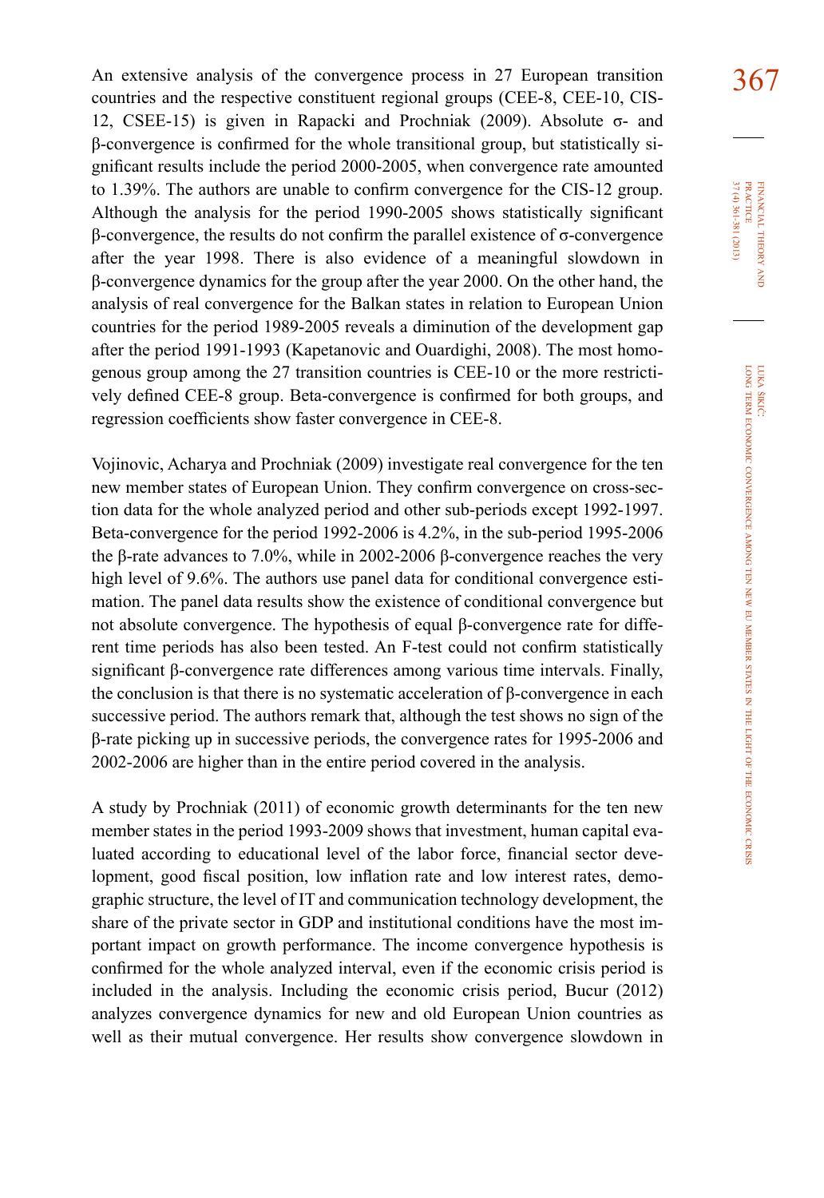An extensive analysis of the convergence process in 27 European transition countries and the respective constituent regional groups (CEE-8, CEE-10, CIS-12, CSEE-15) is given in Rapacki and Prochniak (2009). Absolute σ- and β-convergence is confirmed for the whole transitional group, but statistically significant results include the period 2000-2005, when convergence rate amounted to 1.39%. The authors are unable to confirm convergence for the CIS-12 group. Although the analysis for the period 1990-2005 shows statistically significant β-convergence, the results do not confirm the parallel existence of σ-convergence after the year 1998. There is also evidence of a meaningful slowdown in β-convergence dynamics for the group after the year 2000. On the other hand, the analysis of real convergence for the Balkan states in relation to European Union countries for the period 1989-2005 reveals a diminution of the development gap after the period 1991-1993 (Kapetanovic and Ouardighi, 2008). The most homogenous group among the 27 transition countries is CEE-10 or the more restrictively defined CEE-8 group. Beta-convergence is confirmed for both groups, and regression coefficients show faster convergence in CEE-8.

Vojinovic, Acharya and Prochniak (2009) investigate real convergence for the ten new member states of European Union. They confirm convergence on cross-section data for the whole analyzed period and other sub-periods except 1992-1997. Beta-convergence for the period 1992-2006 is 4.2%, in the sub-period 1995-2006 the β-rate advances to 7.0%, while in 2002-2006 β-convergence reaches the very high level of 9.6%. The authors use panel data for conditional convergence estimation. The panel data results show the existence of conditional convergence but not absolute convergence. The hypothesis of equal β-convergence rate for different time periods has also been tested. An F-test could not confirm statistically significant β-convergence rate differences among various time intervals. Finally, the conclusion is that there is no systematic acceleration of β-convergence in each successive period. The authors remark that, although the test shows no sign of the β-rate picking up in successive periods, the convergence rates for 1995-2006 and 2002-2006 are higher than in the entire period covered in the analysis.

A study by Prochniak (2011) of economic growth determinants for the ten new member states in the period 1993-2009 shows that investment, human capital evaluated according to educational level of the labor force, financial sector development, good fiscal position, low inflation rate and low interest rates, demographic structure, the level of IT and communication technology development, the share of the private sector in GDP and institutional conditions have the most important impact on growth performance. The income convergence hypothesis is confirmed for the whole analyzed interval, even if the economic crisis period is included in the analysis. Including the economic crisis period, Bucur (2012) analyzes convergence dynamics for new and old European Union countries as well as their mutual convergence. Her results show convergence slowdown in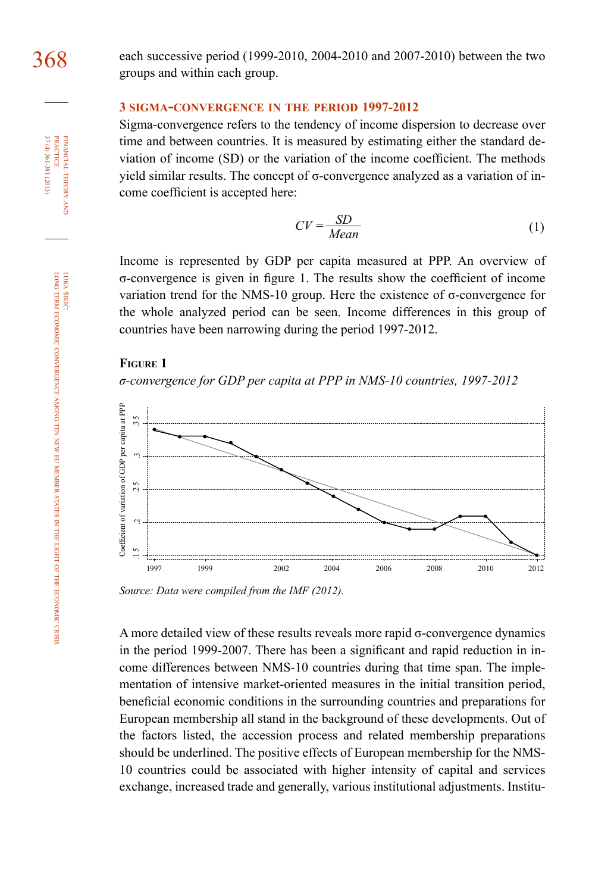each successive period (1999-2010, 2004-2010 and 2007-2010) between the two groups and within each group.

## 3 SIGMA-CONVERGENCE IN THE PERIOD 1997-2012

Sigma-convergence refers to the tendency of income dispersion to decrease over time and between countries. It is measured by estimating either the standard deviation of income (SD) or the variation of the income coefficient. The methods yield similar results. The concept of σ-convergence analyzed as a variation of income coefficient is accepted here:

$$CV = \frac{SD}{Mean} \tag{1}$$

Income is represented by GDP per capita measured at PPP. An overview of σ-convergence is given in figure 1. The results show the coefficient of income variation trend for the NMS-10 group. Here the existence of σ-convergence for the whole analyzed period can be seen. Income differences in this group of countries have been narrowing during the period 1997-2012.

**FIGURE 1**

*σ-convergence for GDP per capita at PPP in NMS-10 countries, 1997-2012*

*Source: Data were compiled from the IMF (2012).*

A more detailed view of these results reveals more rapid σ-convergence dynamics in the period 1999-2007. There has been a significant and rapid reduction in income differences between NMS-10 countries during that time span. The implementation of intensive market-oriented measures in the initial transition period, beneficial economic conditions in the surrounding countries and preparations for European membership all stand in the background of these developments. Out of the factors listed, the accession process and related membership preparations should be underlined. The positive effects of European membership for the NMS-10 countries could be associated with higher intensity of capital and services exchange, increased trade and generally, various institutional adjustments. Institu-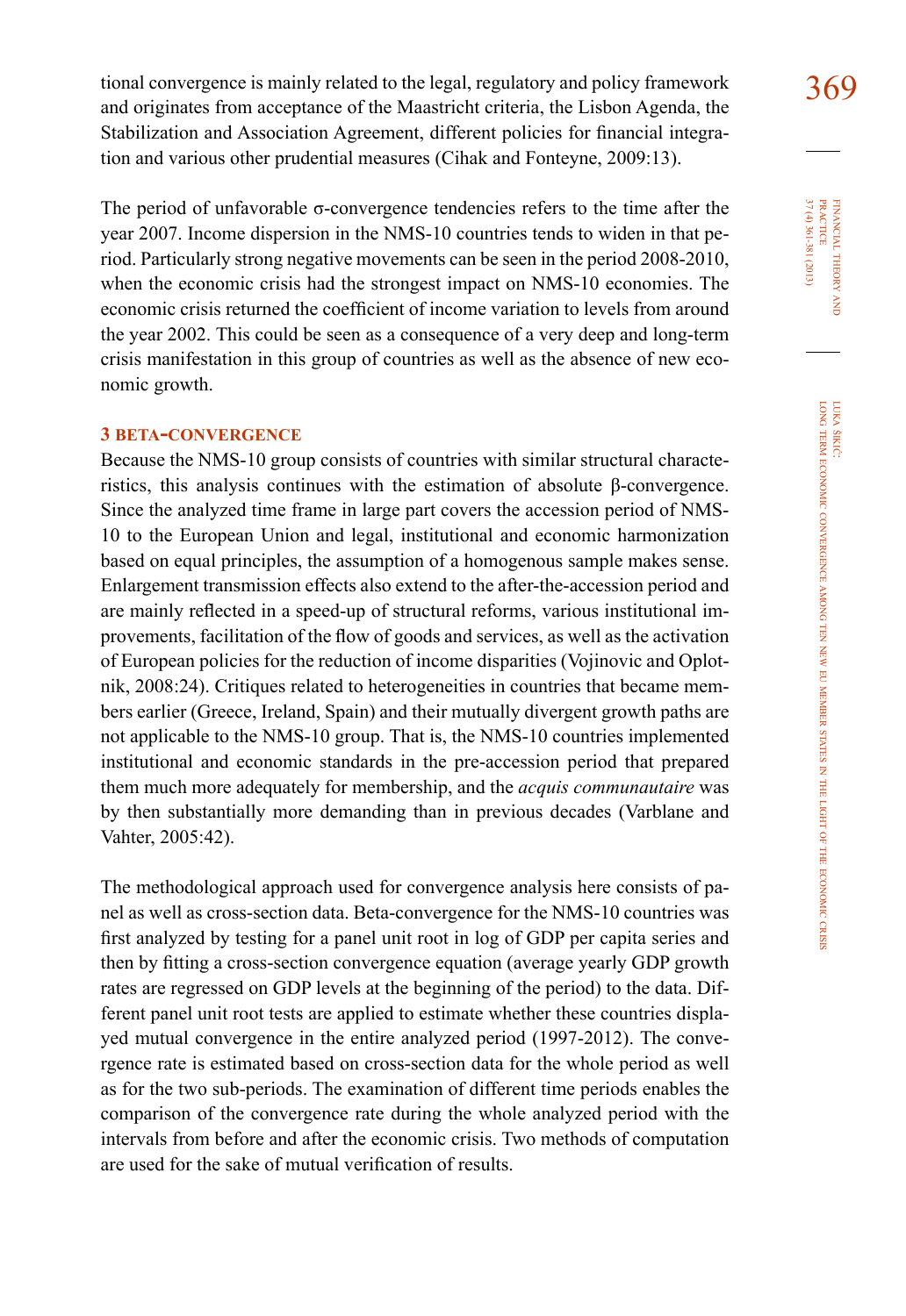tional convergence is mainly related to the legal, regulatory and policy framework and originates from acceptance of the Maastricht criteria, the Lisbon Agenda, the Stabilization and Association Agreement, different policies for financial integration and various other prudential measures (Cihak and Fonteyne, 2009:13).

The period of unfavorable σ-convergence tendencies refers to the time after the year 2007. Income dispersion in the NMS-10 countries tends to widen in that period. Particularly strong negative movements can be seen in the period 2008-2010, when the economic crisis had the strongest impact on NMS-10 economies. The economic crisis returned the coefficient of income variation to levels from around the year 2002. This could be seen as a consequence of a very deep and long-term crisis manifestation in this group of countries as well as the absence of new economic growth.

## 3 BETA-CONVERGENCE

Because the NMS-10 group consists of countries with similar structural characteristics, this analysis continues with the estimation of absolute β-convergence. Since the analyzed time frame in large part covers the accession period of NMS-10 to the European Union and legal, institutional and economic harmonization based on equal principles, the assumption of a homogenous sample makes sense. Enlargement transmission effects also extend to the after-the-accession period and are mainly reflected in a speed-up of structural reforms, various institutional improvements, facilitation of the flow of goods and services, as well as the activation of European policies for the reduction of income disparities (Vojinovic and Oplotnik, 2008:24). Critiques related to heterogeneities in countries that became members earlier (Greece, Ireland, Spain) and their mutually divergent growth paths are not applicable to the NMS-10 group. That is, the NMS-10 countries implemented institutional and economic standards in the pre-accession period that prepared them much more adequately for membership, and the *acquis communautaire* was by then substantially more demanding than in previous decades (Varblane and Vahter, 2005:42).

The methodological approach used for convergence analysis here consists of panel as well as cross-section data. Beta-convergence for the NMS-10 countries was first analyzed by testing for a panel unit root in log of GDP per capita series and then by fitting a cross-section convergence equation (average yearly GDP growth rates are regressed on GDP levels at the beginning of the period) to the data. Different panel unit root tests are applied to estimate whether these countries displayed mutual convergence in the entire analyzed period (1997-2012). The convergence rate is estimated based on cross-section data for the whole period as well as for the two sub-periods. The examination of different time periods enables the comparison of the convergence rate during the whole analyzed period with the intervals from before and after the economic crisis. Two methods of computation are used for the sake of mutual verification of results.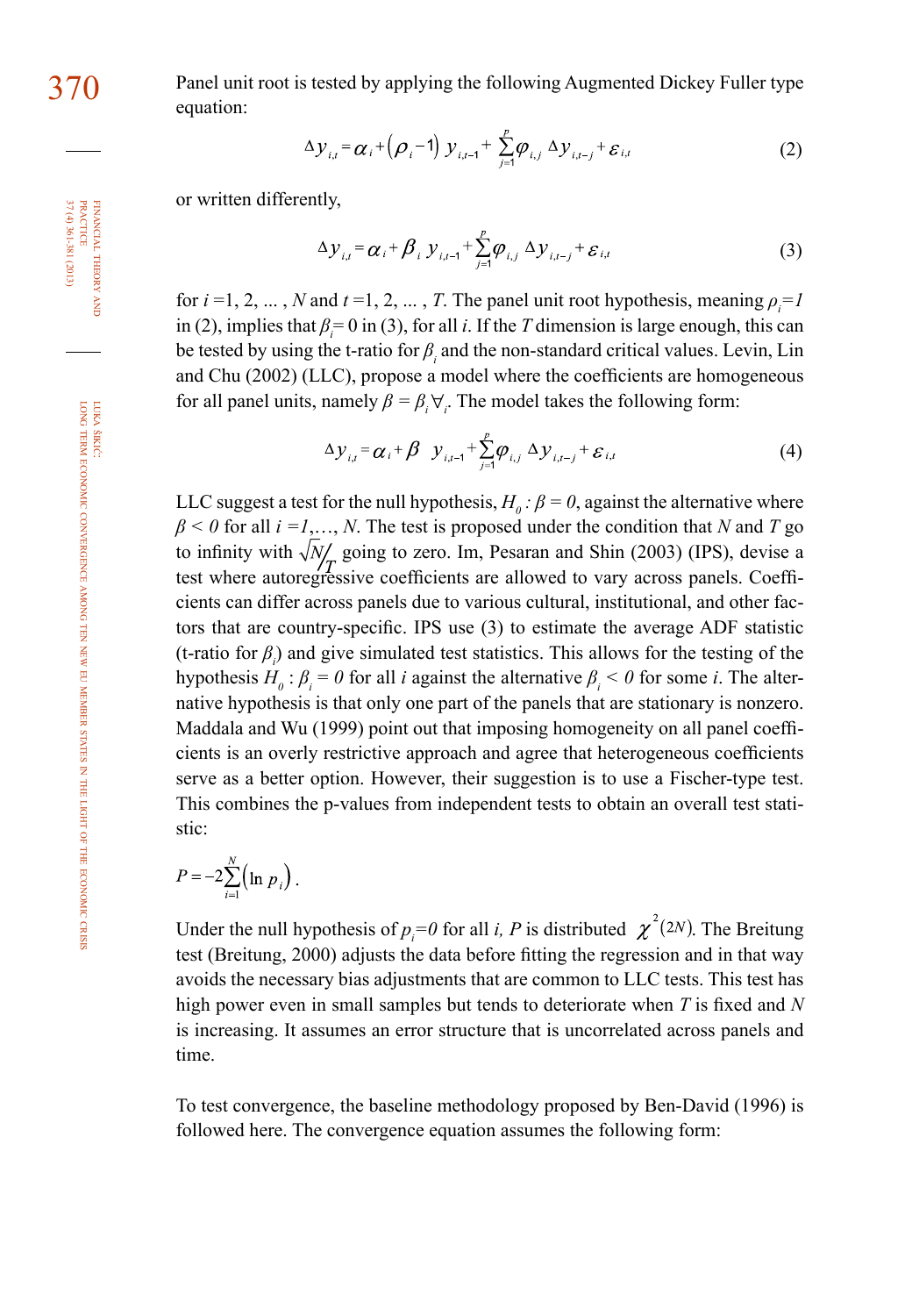Panel unit root is tested by applying the following Augmented Dickey Fuller type equation:

$$\Delta y_{i,t} = \alpha_i + (\rho_i - 1)\, y_{i,t-1} + \sum_{j=1}^{p} \varphi_{i,j}\, \Delta y_{i,t-j} + \varepsilon_{i,t} \tag{2}$$

or written differently,

$$\Delta y_{i,t} = \alpha_i + \beta_i\, y_{i,t-1} + \sum_{j=1}^{p} \varphi_{i,j}\, \Delta y_{i,t-j} + \varepsilon_{i,t} \tag{3}$$

for $i = 1, 2, \dots, N$ and $t = 1, 2, \dots, T$. The panel unit root hypothesis, meaning $\rho_i = 1$ in (2), implies that $\beta_i = 0$ in (3), for all $i$. If the $T$ dimension is large enough, this can be tested by using the t-ratio for $\beta_i$ and the non-standard critical values. Levin, Lin and Chu (2002) (LLC), propose a model where the coefficients are homogeneous for all panel units, namely $\beta = \beta_i \forall_i$. The model takes the following form:

$$\Delta y_{i,t} = \alpha_i + \beta\; y_{i,t-1} + \sum_{j=1}^{p} \varphi_{i,j}\, \Delta y_{i,t-j} + \varepsilon_{i,t} \tag{4}$$

LLC suggest a test for the null hypothesis, $H_0 : \beta = 0$, against the alternative where $\beta < 0$ for all $i = 1, \dots, N$. The test is proposed under the condition that $N$ and $T$ go to infinity with $\sqrt{N}/T$ going to zero. Im, Pesaran and Shin (2003) (IPS), devise a test where autoregressive coefficients are allowed to vary across panels. Coefficients can differ across panels due to various cultural, institutional, and other factors that are country-specific. IPS use (3) to estimate the average ADF statistic (t-ratio for $\beta_i$) and give simulated test statistics. This allows for the testing of the hypothesis $H_0 : \beta_i = 0$ for all $i$ against the alternative $\beta_i < 0$ for some $i$. The alternative hypothesis is that only one part of the panels that are stationary is nonzero. Maddala and Wu (1999) point out that imposing homogeneity on all panel coefficients is an overly restrictive approach and agree that heterogeneous coefficients serve as a better option. However, their suggestion is to use a Fischer-type test. This combines the p-values from independent tests to obtain an overall test statistic:

$$P = -2\sum_{i=1}^{N} (\ln p_i).$$

Under the null hypothesis of $p_i = 0$ for all $i$, $P$ is distributed $\chi^2(2N)$. The Breitung test (Breitung, 2000) adjusts the data before fitting the regression and in that way avoids the necessary bias adjustments that are common to LLC tests. This test has high power even in small samples but tends to deteriorate when $T$ is fixed and $N$ is increasing. It assumes an error structure that is uncorrelated across panels and time.

To test convergence, the baseline methodology proposed by Ben-David (1996) is followed here. The convergence equation assumes the following form: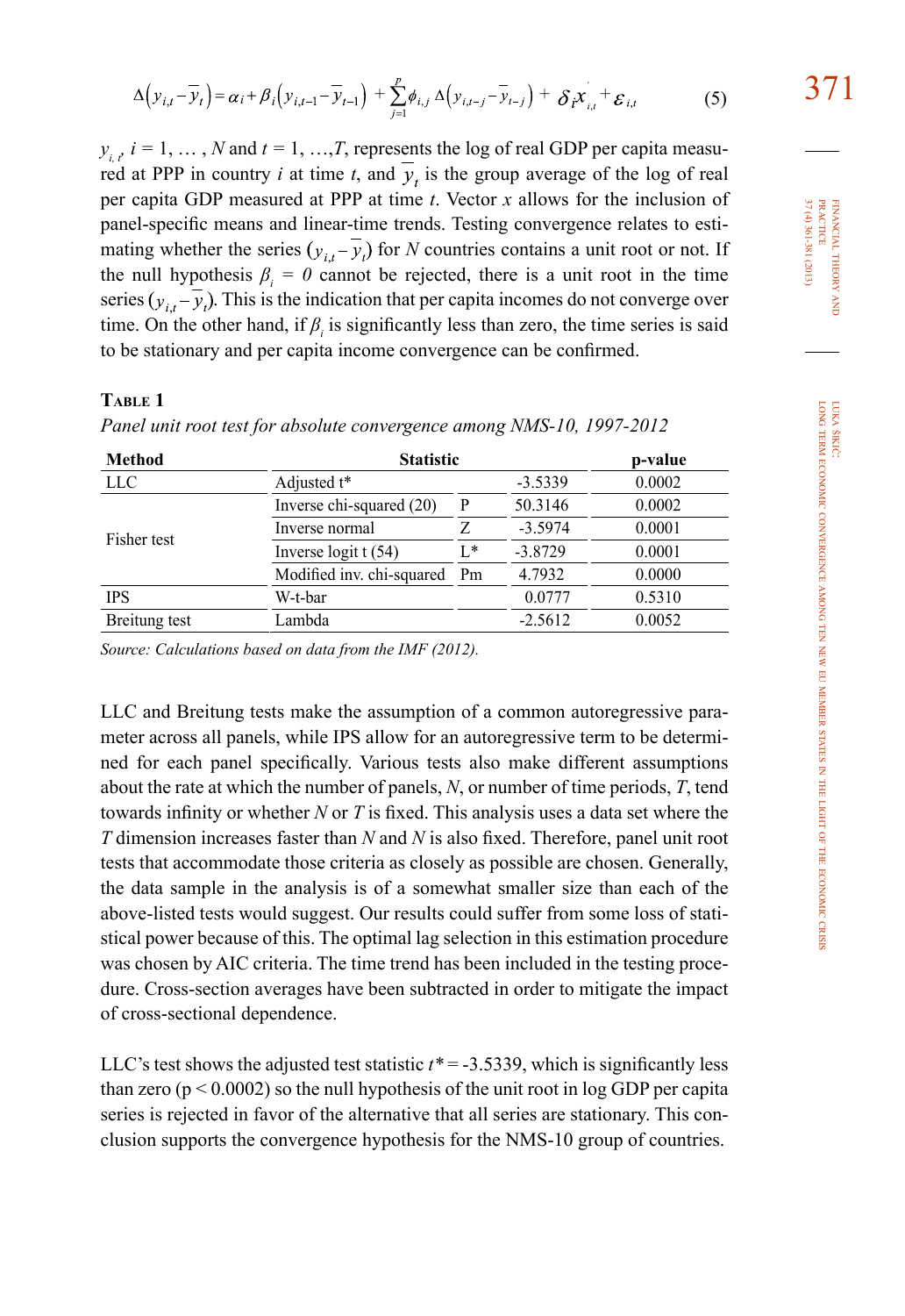$$\Delta\left(y_{i,t}-\overline{y}_t\right)=\alpha_i+\beta_i\left(y_{i,t-1}-\overline{y}_{t-1}\right)+\sum_{j=1}^{p}\phi_{i,j}\,\Delta\left(y_{i,t-j}-\overline{y}_{t-j}\right)+\delta_i x_{i,t}^{'}+\varepsilon_{i,t} \qquad (5)$$

$y_{i,t}$, $i = 1, \ldots, N$ and $t = 1, \ldots, T$, represents the log of real GDP per capita measured at PPP in country $i$ at time $t$, and $\overline{y}_t$ is the group average of the log of real per capita GDP measured at PPP at time $t$. Vector $x$ allows for the inclusion of panel-specific means and linear-time trends. Testing convergence relates to estimating whether the series $(y_{i,t}-\overline{y}_t)$ for $N$ countries contains a unit root or not. If the null hypothesis $\beta_i = 0$ cannot be rejected, there is a unit root in the time series $(y_{i,t}-\overline{y}_t)$. This is the indication that per capita incomes do not converge over time. On the other hand, if $\beta_i$ is significantly less than zero, the time series is said to be stationary and per capita income convergence can be confirmed.

**Table 1**

*Panel unit root test for absolute convergence among NMS-10, 1997-2012*

| Method | Statistic | | | p-value |
|---|---|---|---|---|
| LLC | Adjusted t* | | -3.5339 | 0.0002 |
| Fisher test | Inverse chi-squared (20) | P | 50.3146 | 0.0002 |
| | Inverse normal | Z | -3.5974 | 0.0001 |
| | Inverse logit t (54) | L* | -3.8729 | 0.0001 |
| | Modified inv. chi-squared | Pm | 4.7932 | 0.0000 |
| IPS | W-t-bar | | 0.0777 | 0.5310 |
| Breitung test | Lambda | | -2.5612 | 0.0052 |

*Source: Calculations based on data from the IMF (2012).*

LLC and Breitung tests make the assumption of a common autoregressive parameter across all panels, while IPS allow for an autoregressive term to be determined for each panel specifically. Various tests also make different assumptions about the rate at which the number of panels, $N$, or number of time periods, $T$, tend towards infinity or whether $N$ or $T$ is fixed. This analysis uses a data set where the $T$ dimension increases faster than $N$ and $N$ is also fixed. Therefore, panel unit root tests that accommodate those criteria as closely as possible are chosen. Generally, the data sample in the analysis is of a somewhat smaller size than each of the above-listed tests would suggest. Our results could suffer from some loss of statistical power because of this. The optimal lag selection in this estimation procedure was chosen by AIC criteria. The time trend has been included in the testing procedure. Cross-section averages have been subtracted in order to mitigate the impact of cross-sectional dependence.

LLC's test shows the adjusted test statistic $t^* = -3.5339$, which is significantly less than zero ($p < 0.0002$) so the null hypothesis of the unit root in log GDP per capita series is rejected in favor of the alternative that all series are stationary. This conclusion supports the convergence hypothesis for the NMS-10 group of countries.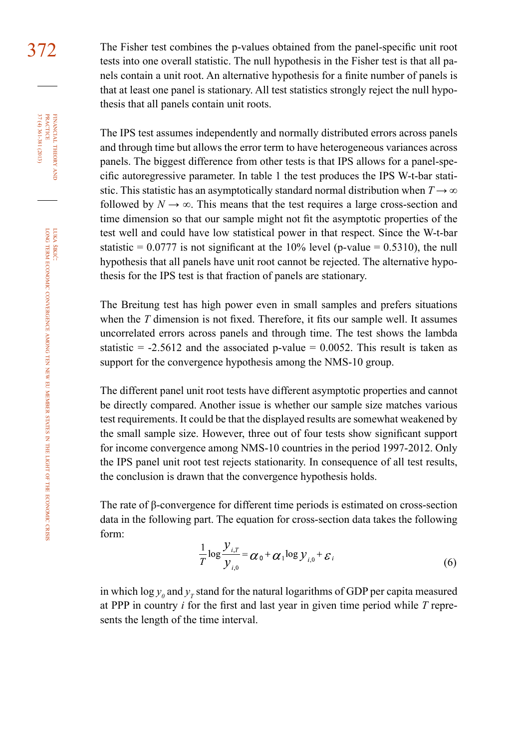The Fisher test combines the p-values obtained from the panel-specific unit root tests into one overall statistic. The null hypothesis in the Fisher test is that all panels contain a unit root. An alternative hypothesis for a finite number of panels is that at least one panel is stationary. All test statistics strongly reject the null hypothesis that all panels contain unit roots.

The IPS test assumes independently and normally distributed errors across panels and through time but allows the error term to have heterogeneous variances across panels. The biggest difference from other tests is that IPS allows for a panel-specific autoregressive parameter. In table 1 the test produces the IPS W-t-bar statistic. This statistic has an asymptotically standard normal distribution when $T \rightarrow \infty$ followed by $N \rightarrow \infty$. This means that the test requires a large cross-section and time dimension so that our sample might not fit the asymptotic properties of the test well and could have low statistical power in that respect. Since the W-t-bar statistic = 0.0777 is not significant at the 10% level (p-value = 0.5310), the null hypothesis that all panels have unit root cannot be rejected. The alternative hypothesis for the IPS test is that fraction of panels are stationary.

The Breitung test has high power even in small samples and prefers situations when the $T$ dimension is not fixed. Therefore, it fits our sample well. It assumes uncorrelated errors across panels and through time. The test shows the lambda statistic = -2.5612 and the associated p-value = 0.0052. This result is taken as support for the convergence hypothesis among the NMS-10 group.

The different panel unit root tests have different asymptotic properties and cannot be directly compared. Another issue is whether our sample size matches various test requirements. It could be that the displayed results are somewhat weakened by the small sample size. However, three out of four tests show significant support for income convergence among NMS-10 countries in the period 1997-2012. Only the IPS panel unit root test rejects stationarity. In consequence of all test results, the conclusion is drawn that the convergence hypothesis holds.

The rate of β-convergence for different time periods is estimated on cross-section data in the following part. The equation for cross-section data takes the following form:

$$\frac{1}{T}\log\frac{y_{i,T}}{y_{i,0}} = \alpha_0 + \alpha_1 \log y_{i,0} + \varepsilon_i \tag{6}$$

in which $\log y_0$ and $y_T$ stand for the natural logarithms of GDP per capita measured at PPP in country $i$ for the first and last year in given time period while $T$ represents the length of the time interval.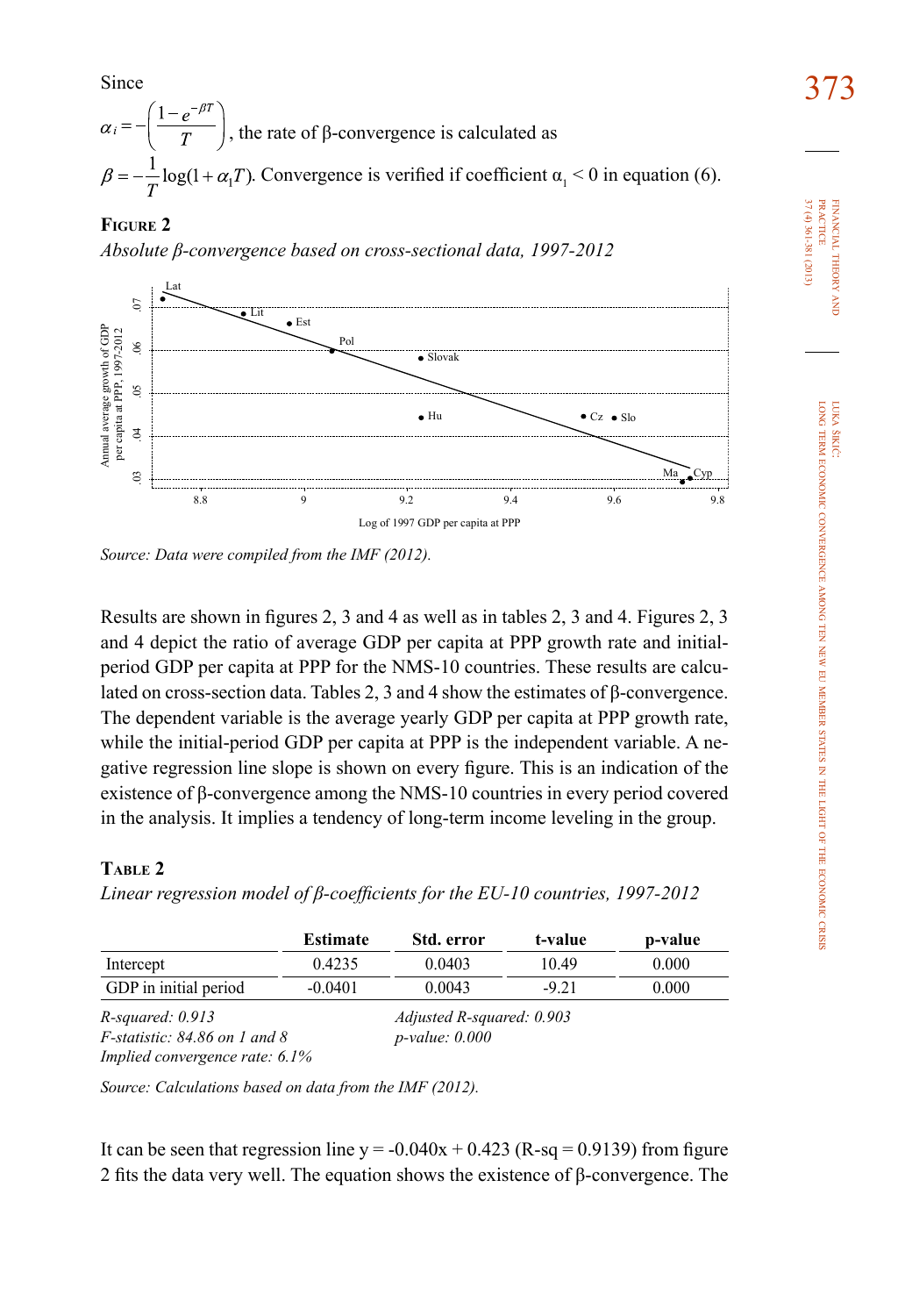Since

$\alpha_i = -\left(\frac{1-e^{-\beta T}}{T}\right)$, the rate of β-convergence is calculated as

$\beta = -\frac{1}{T}\log(1+\alpha_1 T)$. Convergence is verified if coefficient $\alpha_1 < 0$ in equation (6).

**Figure 2**

*Absolute β-convergence based on cross-sectional data, 1997-2012*

*Source: Data were compiled from the IMF (2012).*

Results are shown in figures 2, 3 and 4 as well as in tables 2, 3 and 4. Figures 2, 3 and 4 depict the ratio of average GDP per capita at PPP growth rate and initial-period GDP per capita at PPP for the NMS-10 countries. These results are calculated on cross-section data. Tables 2, 3 and 4 show the estimates of β-convergence. The dependent variable is the average yearly GDP per capita at PPP growth rate, while the initial-period GDP per capita at PPP is the independent variable. A negative regression line slope is shown on every figure. This is an indication of the existence of β-convergence among the NMS-10 countries in every period covered in the analysis. It implies a tendency of long-term income leveling in the group.

**Table 2**

*Linear regression model of β-coefficients for the EU-10 countries, 1997-2012*

| | Estimate | Std. error | t-value | p-value |
|---|---|---|---|---|
| Intercept | 0.4235 | 0.0403 | 10.49 | 0.000 |
| GDP in initial period | -0.0401 | 0.0043 | -9.21 | 0.000 |

*R-squared: 0.913* | *Adjusted R-squared: 0.903*
*F-statistic: 84.86 on 1 and 8* | *p-value: 0.000*
*Implied convergence rate: 6.1%*

*Source: Calculations based on data from the IMF (2012).*

It can be seen that regression line y = -0.040x + 0.423 (R-sq = 0.9139) from figure 2 fits the data very well. The equation shows the existence of β-convergence. The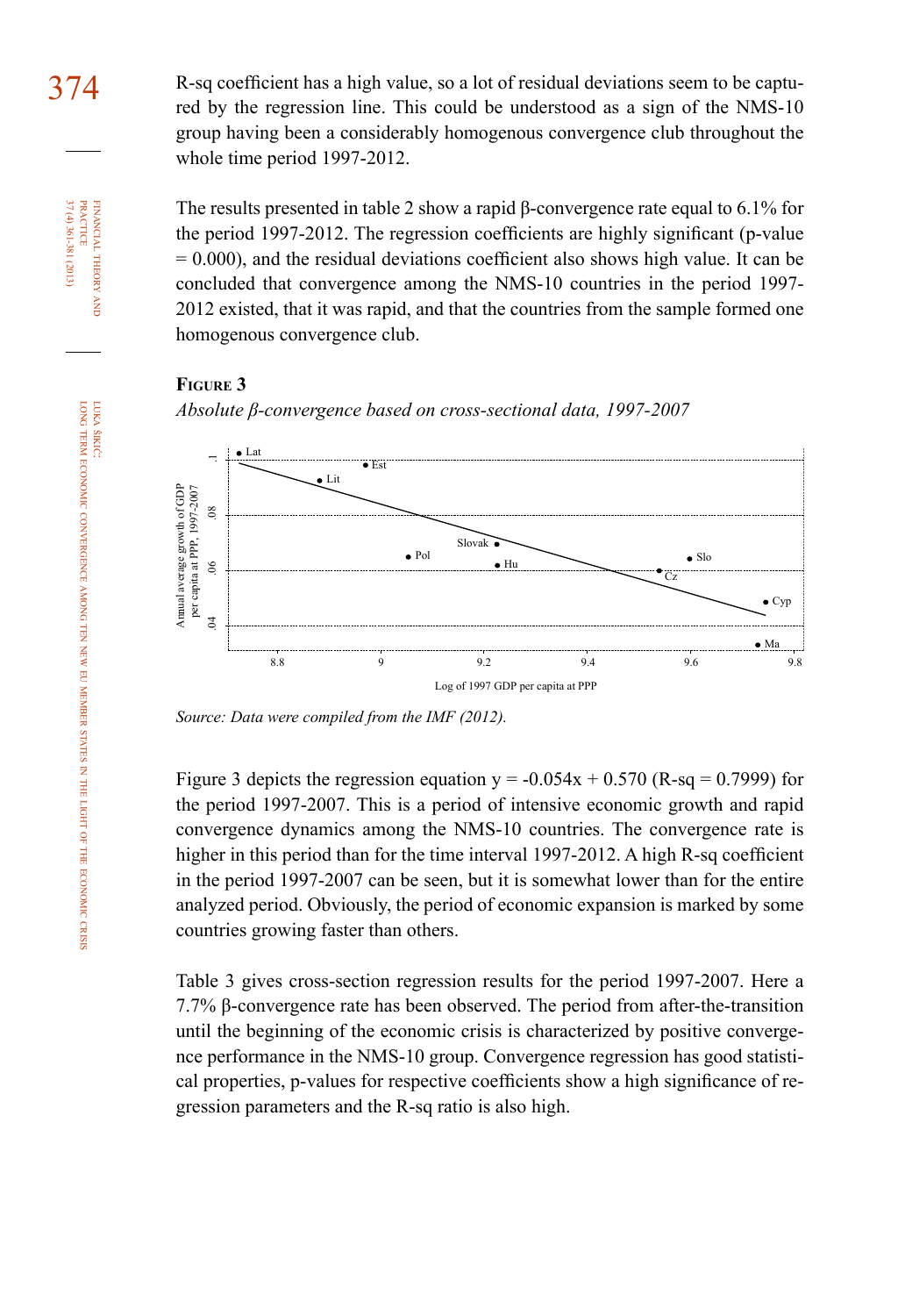R-sq coefficient has a high value, so a lot of residual deviations seem to be captured by the regression line. This could be understood as a sign of the NMS-10 group having been a considerably homogenous convergence club throughout the whole time period 1997-2012.

The results presented in table 2 show a rapid β-convergence rate equal to 6.1% for the period 1997-2012. The regression coefficients are highly significant (p-value = 0.000), and the residual deviations coefficient also shows high value. It can be concluded that convergence among the NMS-10 countries in the period 1997-2012 existed, that it was rapid, and that the countries from the sample formed one homogenous convergence club.

**Figure 3**

*Absolute β-convergence based on cross-sectional data, 1997-2007*

*Source: Data were compiled from the IMF (2012).*

Figure 3 depicts the regression equation y = -0.054x + 0.570 (R-sq = 0.7999) for the period 1997-2007. This is a period of intensive economic growth and rapid convergence dynamics among the NMS-10 countries. The convergence rate is higher in this period than for the time interval 1997-2012. A high R-sq coefficient in the period 1997-2007 can be seen, but it is somewhat lower than for the entire analyzed period. Obviously, the period of economic expansion is marked by some countries growing faster than others.

Table 3 gives cross-section regression results for the period 1997-2007. Here a 7.7% β-convergence rate has been observed. The period from after-the-transition until the beginning of the economic crisis is characterized by positive convergence performance in the NMS-10 group. Convergence regression has good statistical properties, p-values for respective coefficients show a high significance of regression parameters and the R-sq ratio is also high.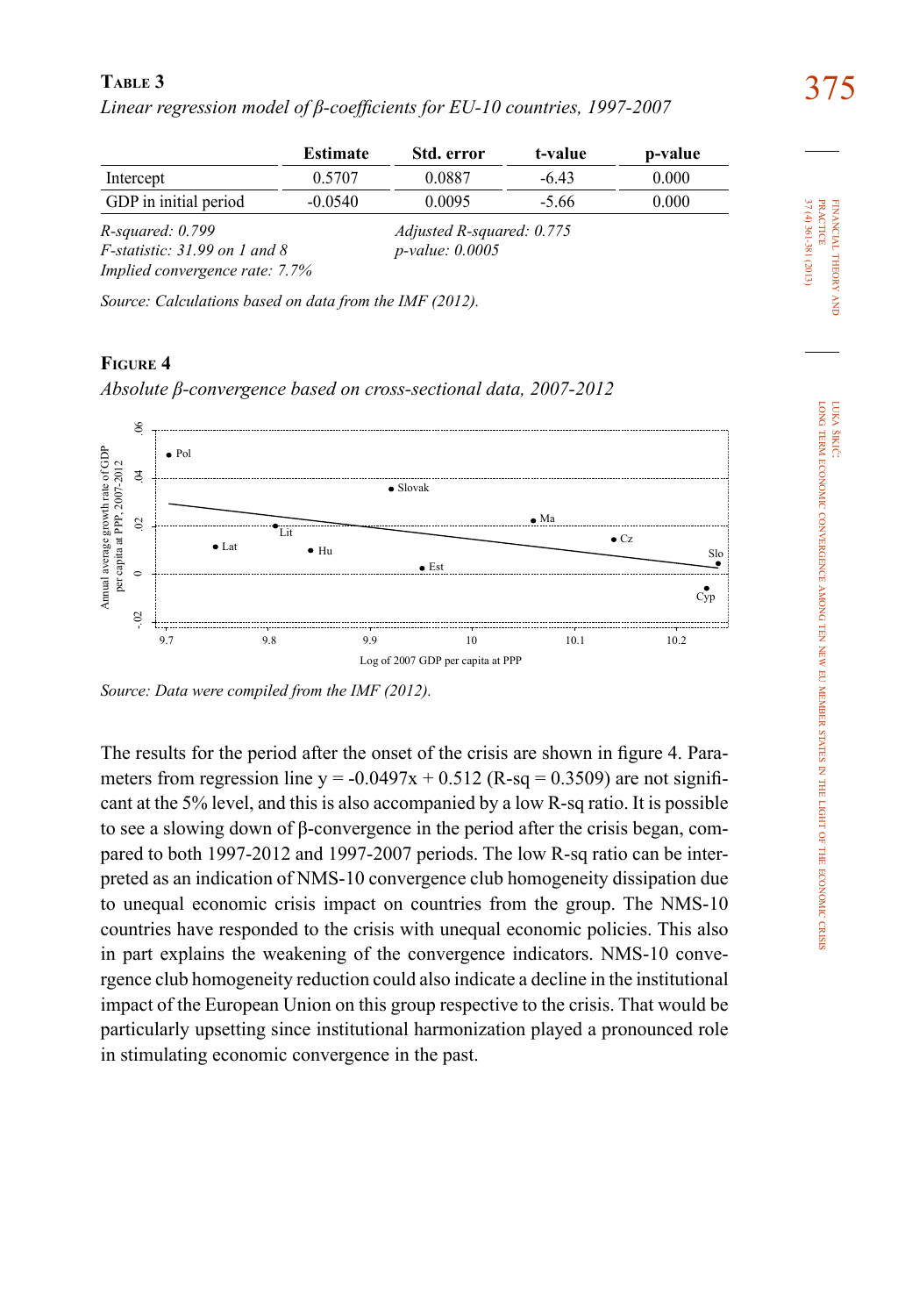**TABLE 3**

*Linear regression model of β-coefficients for EU-10 countries, 1997-2007*

| | Estimate | Std. error | t-value | p-value |
|---|---|---|---|---|
| Intercept | 0.5707 | 0.0887 | -6.43 | 0.000 |
| GDP in initial period | -0.0540 | 0.0095 | -5.66 | 0.000 |

*R-squared: 0.799* *Adjusted R-squared: 0.775*
*F-statistic: 31.99 on 1 and 8* *p-value: 0.0005*
*Implied convergence rate: 7.7%*

*Source: Calculations based on data from the IMF (2012).*

**FIGURE 4**

*Absolute β-convergence based on cross-sectional data, 2007-2012*

*Source: Data were compiled from the IMF (2012).*

The results for the period after the onset of the crisis are shown in figure 4. Parameters from regression line y = -0.0497x + 0.512 (R-sq = 0.3509) are not significant at the 5% level, and this is also accompanied by a low R-sq ratio. It is possible to see a slowing down of β-convergence in the period after the crisis began, compared to both 1997-2012 and 1997-2007 periods. The low R-sq ratio can be interpreted as an indication of NMS-10 convergence club homogeneity dissipation due to unequal economic crisis impact on countries from the group. The NMS-10 countries have responded to the crisis with unequal economic policies. This also in part explains the weakening of the convergence indicators. NMS-10 convergence club homogeneity reduction could also indicate a decline in the institutional impact of the European Union on this group respective to the crisis. That would be particularly upsetting since institutional harmonization played a pronounced role in stimulating economic convergence in the past.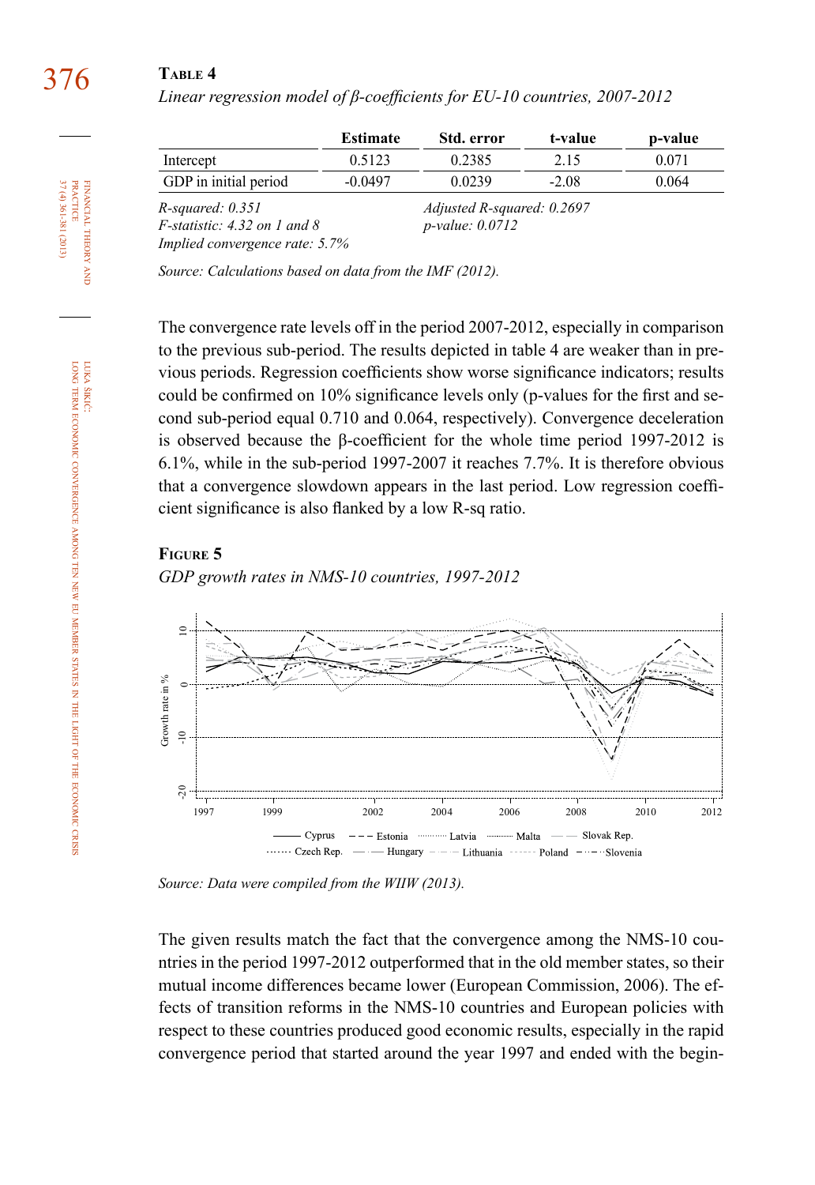**Table 4**

*Linear regression model of β-coefficients for EU-10 countries, 2007-2012*

| | Estimate | Std. error | t-value | p-value |
|---|---|---|---|---|
| Intercept | 0.5123 | 0.2385 | 2.15 | 0.071 |
| GDP in initial period | -0.0497 | 0.0239 | -2.08 | 0.064 |

*R-squared: 0.351* *Adjusted R-squared: 0.2697*
*F-statistic: 4.32 on 1 and 8* *p-value: 0.0712*
*Implied convergence rate: 5.7%*

*Source: Calculations based on data from the IMF (2012).*

The convergence rate levels off in the period 2007-2012, especially in comparison to the previous sub-period. The results depicted in table 4 are weaker than in previous periods. Regression coefficients show worse significance indicators; results could be confirmed on 10% significance levels only (p-values for the first and second sub-period equal 0.710 and 0.064, respectively). Convergence deceleration is observed because the β-coefficient for the whole time period 1997-2012 is 6.1%, while in the sub-period 1997-2007 it reaches 7.7%. It is therefore obvious that a convergence slowdown appears in the last period. Low regression coefficient significance is also flanked by a low R-sq ratio.

**Figure 5**

*GDP growth rates in NMS-10 countries, 1997-2012*

*Source: Data were compiled from the WIIW (2013).*

The given results match the fact that the convergence among the NMS-10 countries in the period 1997-2012 outperformed that in the old member states, so their mutual income differences became lower (European Commission, 2006). The effects of transition reforms in the NMS-10 countries and European policies with respect to these countries produced good economic results, especially in the rapid convergence period that started around the year 1997 and ended with the begin-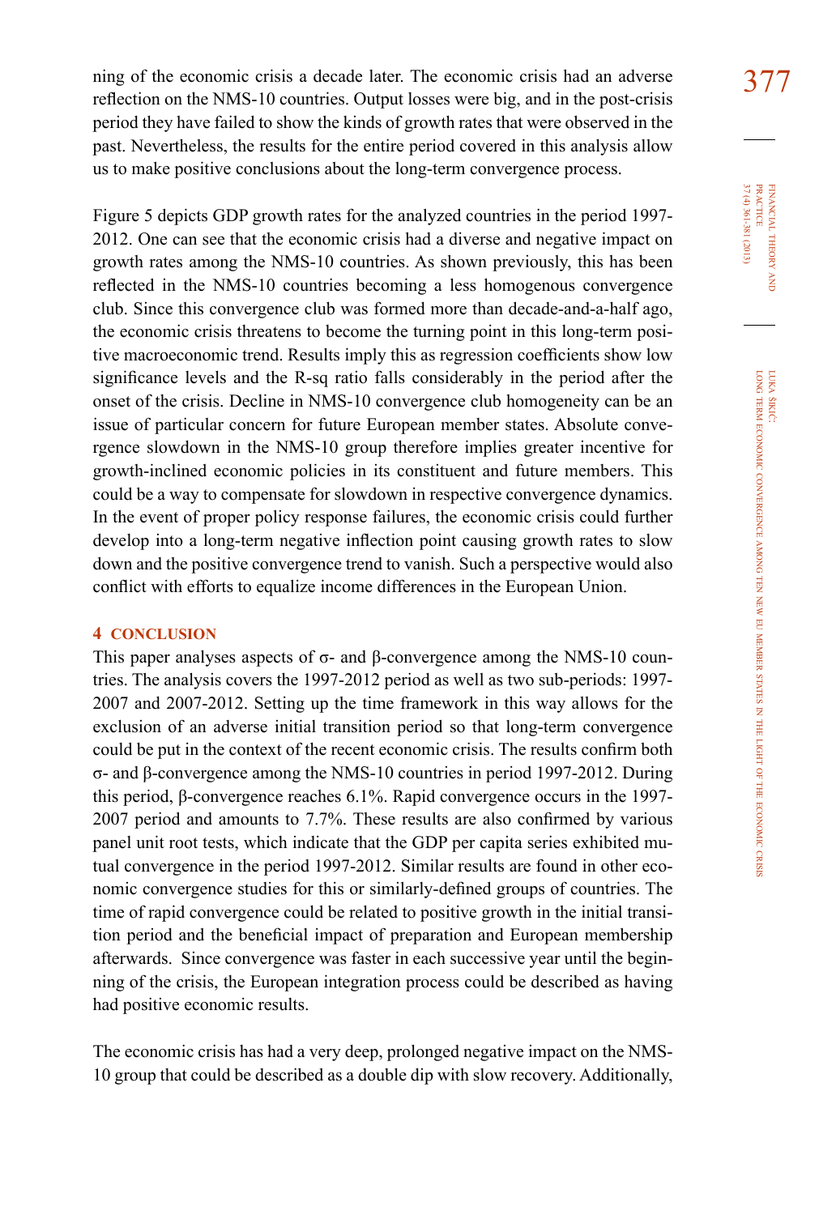ning of the economic crisis a decade later. The economic crisis had an adverse reflection on the NMS-10 countries. Output losses were big, and in the post-crisis period they have failed to show the kinds of growth rates that were observed in the past. Nevertheless, the results for the entire period covered in this analysis allow us to make positive conclusions about the long-term convergence process.

Figure 5 depicts GDP growth rates for the analyzed countries in the period 1997-2012. One can see that the economic crisis had a diverse and negative impact on growth rates among the NMS-10 countries. As shown previously, this has been reflected in the NMS-10 countries becoming a less homogenous convergence club. Since this convergence club was formed more than decade-and-a-half ago, the economic crisis threatens to become the turning point in this long-term positive macroeconomic trend. Results imply this as regression coefficients show low significance levels and the R-sq ratio falls considerably in the period after the onset of the crisis. Decline in NMS-10 convergence club homogeneity can be an issue of particular concern for future European member states. Absolute convergence slowdown in the NMS-10 group therefore implies greater incentive for growth-inclined economic policies in its constituent and future members. This could be a way to compensate for slowdown in respective convergence dynamics. In the event of proper policy response failures, the economic crisis could further develop into a long-term negative inflection point causing growth rates to slow down and the positive convergence trend to vanish. Such a perspective would also conflict with efforts to equalize income differences in the European Union.

## 4 CONCLUSION

This paper analyses aspects of σ- and β-convergence among the NMS-10 countries. The analysis covers the 1997-2012 period as well as two sub-periods: 1997-2007 and 2007-2012. Setting up the time framework in this way allows for the exclusion of an adverse initial transition period so that long-term convergence could be put in the context of the recent economic crisis. The results confirm both σ- and β-convergence among the NMS-10 countries in period 1997-2012. During this period, β-convergence reaches 6.1%. Rapid convergence occurs in the 1997-2007 period and amounts to 7.7%. These results are also confirmed by various panel unit root tests, which indicate that the GDP per capita series exhibited mutual convergence in the period 1997-2012. Similar results are found in other economic convergence studies for this or similarly-defined groups of countries. The time of rapid convergence could be related to positive growth in the initial transition period and the beneficial impact of preparation and European membership afterwards. Since convergence was faster in each successive year until the beginning of the crisis, the European integration process could be described as having had positive economic results.

The economic crisis has had a very deep, prolonged negative impact on the NMS-10 group that could be described as a double dip with slow recovery. Additionally,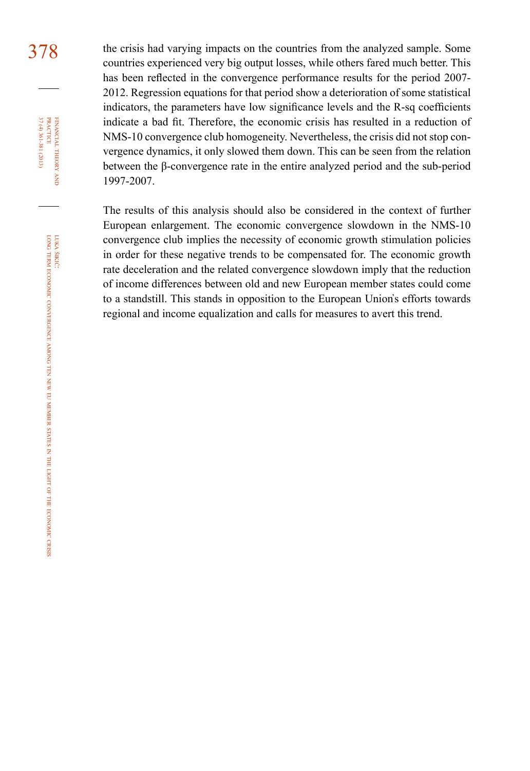the crisis had varying impacts on the countries from the analyzed sample. Some countries experienced very big output losses, while others fared much better. This has been reflected in the convergence performance results for the period 2007-2012. Regression equations for that period show a deterioration of some statistical indicators, the parameters have low significance levels and the R-sq coefficients indicate a bad fit. Therefore, the economic crisis has resulted in a reduction of NMS-10 convergence club homogeneity. Nevertheless, the crisis did not stop convergence dynamics, it only slowed them down. This can be seen from the relation between the β-convergence rate in the entire analyzed period and the sub-period 1997-2007.

The results of this analysis should also be considered in the context of further European enlargement. The economic convergence slowdown in the NMS-10 convergence club implies the necessity of economic growth stimulation policies in order for these negative trends to be compensated for. The economic growth rate deceleration and the related convergence slowdown imply that the reduction of income differences between old and new European member states could come to a standstill. This stands in opposition to the European Union's efforts towards regional and income equalization and calls for measures to avert this trend.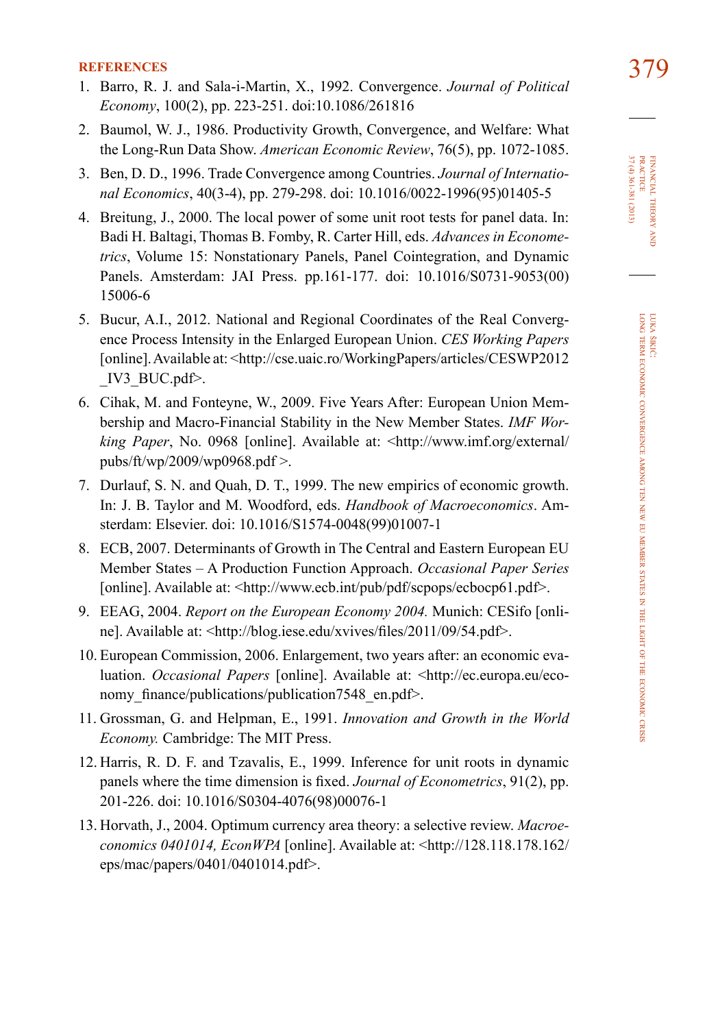## REFERENCES

1. Barro, R. J. and Sala-i-Martin, X., 1992. Convergence. *Journal of Political Economy*, 100(2), pp. 223-251. doi:10.1086/261816
2. Baumol, W. J., 1986. Productivity Growth, Convergence, and Welfare: What the Long-Run Data Show. *American Economic Review*, 76(5), pp. 1072-1085.
3. Ben, D. D., 1996. Trade Convergence among Countries. *Journal of International Economics*, 40(3-4), pp. 279-298. doi: 10.1016/0022-1996(95)01405-5
4. Breitung, J., 2000. The local power of some unit root tests for panel data. In: Badi H. Baltagi, Thomas B. Fomby, R. Carter Hill, eds. *Advances in Econometrics*, Volume 15: Nonstationary Panels, Panel Cointegration, and Dynamic Panels. Amsterdam: JAI Press. pp.161-177. doi: 10.1016/S0731-9053(00)15006-6
5. Bucur, A.I., 2012. National and Regional Coordinates of the Real Convergence Process Intensity in the Enlarged European Union. *CES Working Papers* [online]. Available at: <http://cse.uaic.ro/WorkingPapers/articles/CESWP2012_IV3_BUC.pdf>.
6. Cihak, M. and Fonteyne, W., 2009. Five Years After: European Union Membership and Macro-Financial Stability in the New Member States. *IMF Working Paper*, No. 0968 [online]. Available at: <http://www.imf.org/external/pubs/ft/wp/2009/wp0968.pdf >.
7. Durlauf, S. N. and Quah, D. T., 1999. The new empirics of economic growth. In: J. B. Taylor and M. Woodford, eds. *Handbook of Macroeconomics*. Amsterdam: Elsevier. doi: 10.1016/S1574-0048(99)01007-1
8. ECB, 2007. Determinants of Growth in The Central and Eastern European EU Member States – A Production Function Approach. *Occasional Paper Series* [online]. Available at: <http://www.ecb.int/pub/pdf/scpops/ecbocp61.pdf>.
9. EEAG, 2004. *Report on the European Economy 2004.* Munich: CESifo [online]. Available at: <http://blog.iese.edu/xvives/files/2011/09/54.pdf>.
10. European Commission, 2006. Enlargement, two years after: an economic evaluation. *Occasional Papers* [online]. Available at: <http://ec.europa.eu/economy_finance/publications/publication7548_en.pdf>.
11. Grossman, G. and Helpman, E., 1991. *Innovation and Growth in the World Economy.* Cambridge: The MIT Press.
12. Harris, R. D. F. and Tzavalis, E., 1999. Inference for unit roots in dynamic panels where the time dimension is fixed. *Journal of Econometrics*, 91(2), pp. 201-226. doi: 10.1016/S0304-4076(98)00076-1
13. Horvath, J., 2004. Optimum currency area theory: a selective review. *Macroeconomics 0401014, EconWPA* [online]. Available at: <http://128.118.178.162/eps/mac/papers/0401/0401014.pdf>.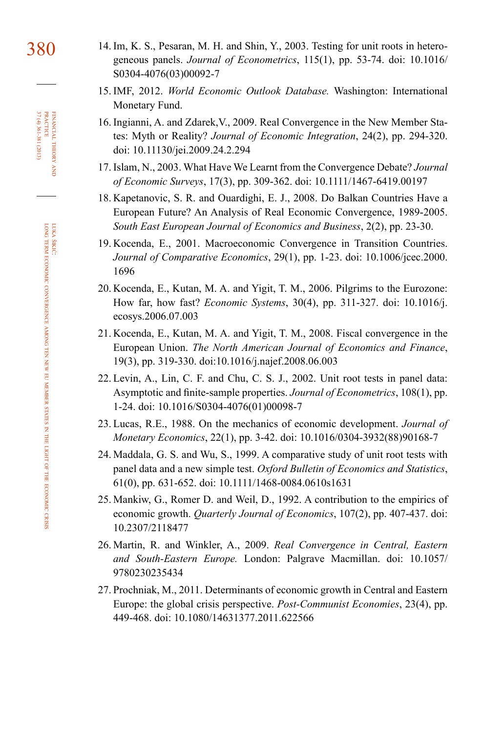14. Im, K. S., Pesaran, M. H. and Shin, Y., 2003. Testing for unit roots in heterogeneous panels. *Journal of Econometrics*, 115(1), pp. 53-74. doi: 10.1016/S0304-4076(03)00092-7
15. IMF, 2012. *World Economic Outlook Database.* Washington: International Monetary Fund.
16. Ingianni, A. and Zdarek,V., 2009. Real Convergence in the New Member States: Myth or Reality? *Journal of Economic Integration*, 24(2), pp. 294-320. doi: 10.11130/jei.2009.24.2.294
17. Islam, N., 2003. What Have We Learnt from the Convergence Debate? *Journal of Economic Surveys*, 17(3), pp. 309-362. doi: 10.1111/1467-6419.00197
18. Kapetanovic, S. R. and Ouardighi, E. J., 2008. Do Balkan Countries Have a European Future? An Analysis of Real Economic Convergence, 1989-2005. *South East European Journal of Economics and Business*, 2(2), pp. 23-30.
19. Kocenda, E., 2001. Macroeconomic Convergence in Transition Countries. *Journal of Comparative Economics*, 29(1), pp. 1-23. doi: 10.1006/jcec.2000.1696
20. Kocenda, E., Kutan, M. A. and Yigit, T. M., 2006. Pilgrims to the Eurozone: How far, how fast? *Economic Systems*, 30(4), pp. 311-327. doi: 10.1016/j.ecosys.2006.07.003
21. Kocenda, E., Kutan, M. A. and Yigit, T. M., 2008. Fiscal convergence in the European Union. *The North American Journal of Economics and Finance*, 19(3), pp. 319-330. doi:10.1016/j.najef.2008.06.003
22. Levin, A., Lin, C. F. and Chu, C. S. J., 2002. Unit root tests in panel data: Asymptotic and finite-sample properties. *Journal of Econometrics*, 108(1), pp. 1-24. doi: 10.1016/S0304-4076(01)00098-7
23. Lucas, R.E., 1988. On the mechanics of economic development. *Journal of Monetary Economics*, 22(1), pp. 3-42. doi: 10.1016/0304-3932(88)90168-7
24. Maddala, G. S. and Wu, S., 1999. A comparative study of unit root tests with panel data and a new simple test. *Oxford Bulletin of Economics and Statistics*, 61(0), pp. 631-652. doi: 10.1111/1468-0084.0610s1631
25. Mankiw, G., Romer D. and Weil, D., 1992. A contribution to the empirics of economic growth. *Quarterly Journal of Economics*, 107(2), pp. 407-437. doi: 10.2307/2118477
26. Martin, R. and Winkler, A., 2009. *Real Convergence in Central, Eastern and South-Eastern Europe.* London: Palgrave Macmillan. doi: 10.1057/9780230235434
27. Prochniak, M., 2011. Determinants of economic growth in Central and Eastern Europe: the global crisis perspective. *Post-Communist Economies*, 23(4), pp. 449-468. doi: 10.1080/14631377.2011.622566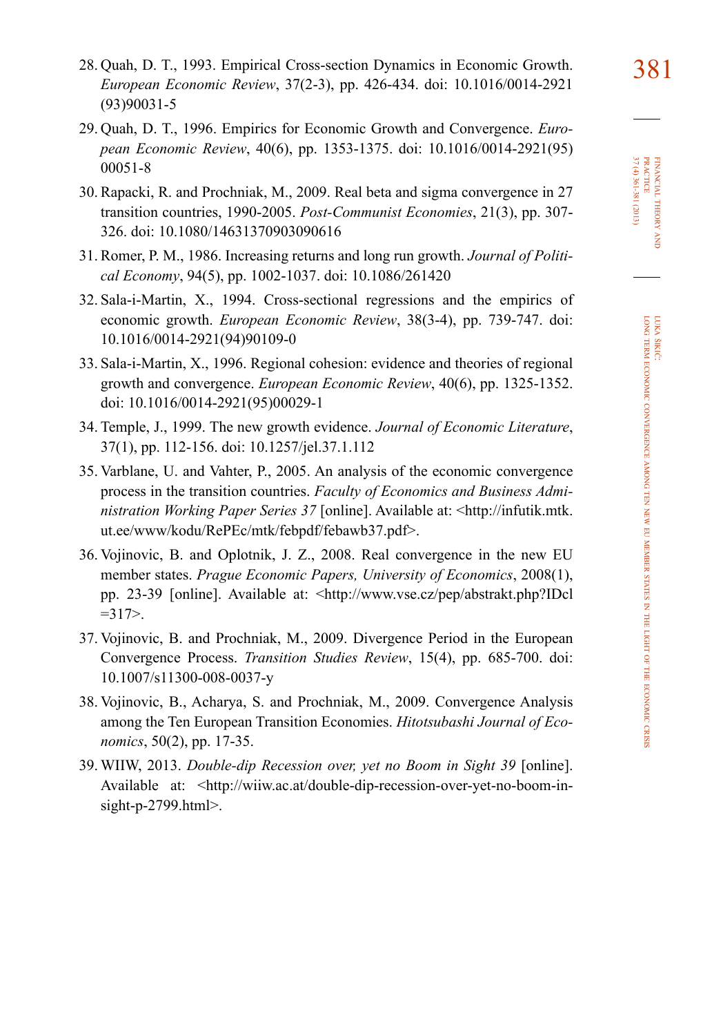28. Quah, D. T., 1993. Empirical Cross-section Dynamics in Economic Growth. *European Economic Review*, 37(2-3), pp. 426-434. doi: 10.1016/0014-2921(93)90031-5
29. Quah, D. T., 1996. Empirics for Economic Growth and Convergence. *European Economic Review*, 40(6), pp. 1353-1375. doi: 10.1016/0014-2921(95)00051-8
30. Rapacki, R. and Prochniak, M., 2009. Real beta and sigma convergence in 27 transition countries, 1990-2005. *Post-Communist Economies*, 21(3), pp. 307-326. doi: 10.1080/14631370903090616
31. Romer, P. M., 1986. Increasing returns and long run growth. *Journal of Political Economy*, 94(5), pp. 1002-1037. doi: 10.1086/261420
32. Sala-i-Martin, X., 1994. Cross-sectional regressions and the empirics of economic growth. *European Economic Review*, 38(3-4), pp. 739-747. doi: 10.1016/0014-2921(94)90109-0
33. Sala-i-Martin, X., 1996. Regional cohesion: evidence and theories of regional growth and convergence. *European Economic Review*, 40(6), pp. 1325-1352. doi: 10.1016/0014-2921(95)00029-1
34. Temple, J., 1999. The new growth evidence. *Journal of Economic Literature*, 37(1), pp. 112-156. doi: 10.1257/jel.37.1.112
35. Varblane, U. and Vahter, P., 2005. An analysis of the economic convergence process in the transition countries. *Faculty of Economics and Business Administration Working Paper Series 37* [online]. Available at: <http://infutik.mtk.ut.ee/www/kodu/RePEc/mtk/febpdf/febawb37.pdf>.
36. Vojinovic, B. and Oplotnik, J. Z., 2008. Real convergence in the new EU member states. *Prague Economic Papers, University of Economics*, 2008(1), pp. 23-39 [online]. Available at: <http://www.vse.cz/pep/abstrakt.php?IDcl=317>.
37. Vojinovic, B. and Prochniak, M., 2009. Divergence Period in the European Convergence Process. *Transition Studies Review*, 15(4), pp. 685-700. doi: 10.1007/s11300-008-0037-y
38. Vojinovic, B., Acharya, S. and Prochniak, M., 2009. Convergence Analysis among the Ten European Transition Economies. *Hitotsubashi Journal of Economics*, 50(2), pp. 17-35.
39. WIIW, 2013. *Double-dip Recession over, yet no Boom in Sight 39* [online]. Available at: <http://wiiw.ac.at/double-dip-recession-over-yet-no-boom-in-sight-p-2799.html>.